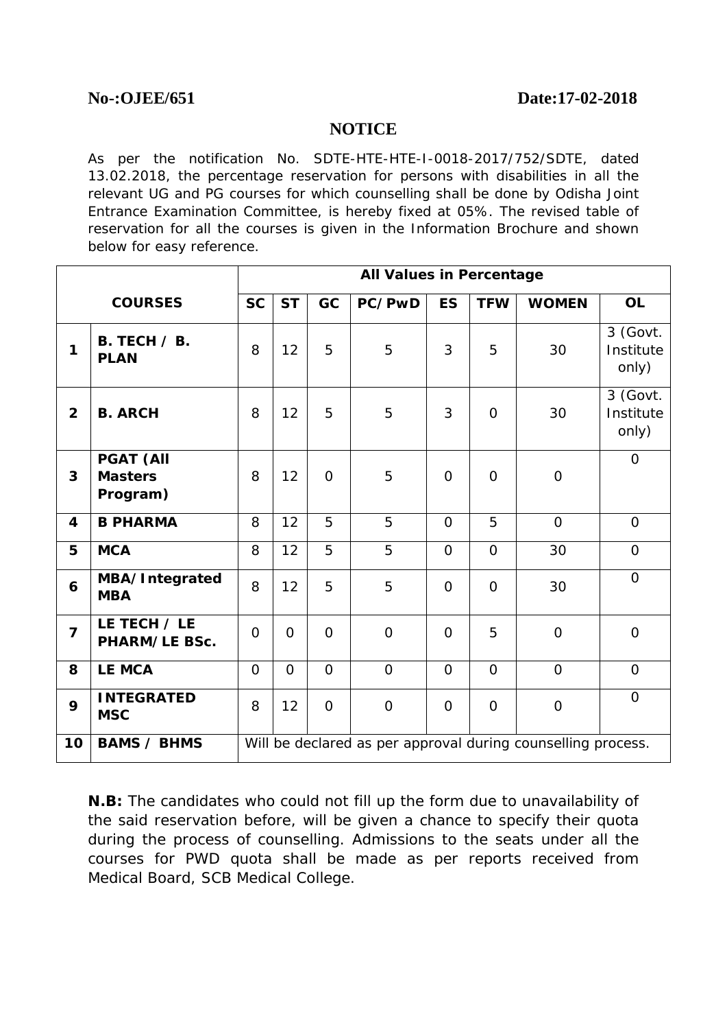**No-:OJEE/651** **Date:17-02-2018**

## NOTICE

As per the notification No. SDTE-HTE-HTE-I-0018-2017/752/SDTE, dated 13.02.2018, the percentage reservation for persons with disabilities in all the relevant UG and PG courses for which counselling shall be done by Odisha Joint Entrance Examination Committee, is hereby fixed at 05%. The revised table of reservation for all the courses is given in the Information Brochure and shown below for easy reference.

| | | All Values in Percentage | | | | | | | |
|---|---|---|---|---|---|---|---|---|---|
| | **COURSES** | **SC** | **ST** | **GC** | **PC/PwD** | **ES** | **TFW** | **WOMEN** | **OL** |
| **1** | **B. TECH / B. PLAN** | 8 | 12 | 5 | 5 | 3 | 5 | 30 | 3 (Govt. Institute only) |
| **2** | **B. ARCH** | 8 | 12 | 5 | 5 | 3 | 0 | 30 | 3 (Govt. Institute only) |
| **3** | **PGAT (All Masters Program)** | 8 | 12 | 0 | 5 | 0 | 0 | 0 | 0 |
| **4** | **B PHARMA** | 8 | 12 | 5 | 5 | 0 | 5 | 0 | 0 |
| **5** | **MCA** | 8 | 12 | 5 | 5 | 0 | 0 | 30 | 0 |
| **6** | **MBA/Integrated MBA** | 8 | 12 | 5 | 5 | 0 | 0 | 30 | 0 |
| **7** | **LE TECH / LE PHARM/LE BSc.** | 0 | 0 | 0 | 0 | 0 | 5 | 0 | 0 |
| **8** | **LE MCA** | 0 | 0 | 0 | 0 | 0 | 0 | 0 | 0 |
| **9** | **INTEGRATED MSC** | 8 | 12 | 0 | 0 | 0 | 0 | 0 | 0 |
| **10** | **BAMS / BHMS** | Will be declared as per approval during counselling process. | | | | | | | |

**N.B:** The candidates who could not fill up the form due to unavailability of the said reservation before, will be given a chance to specify their quota during the process of counselling. Admissions to the seats under all the courses for PWD quota shall be made as per reports received from Medical Board, SCB Medical College.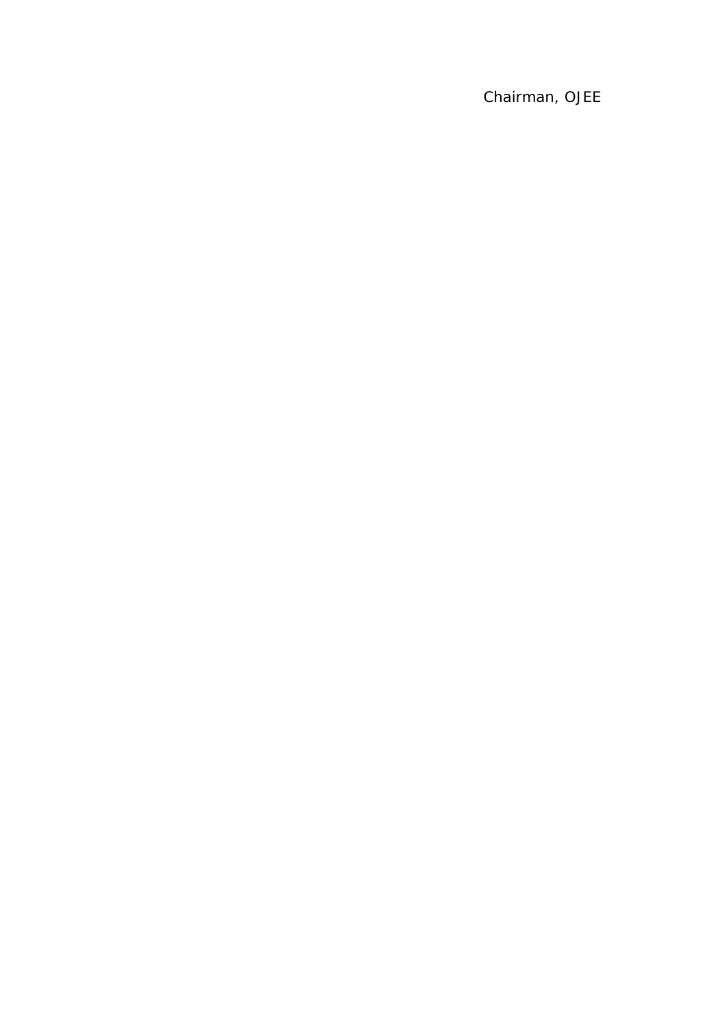Chairman, OJEE